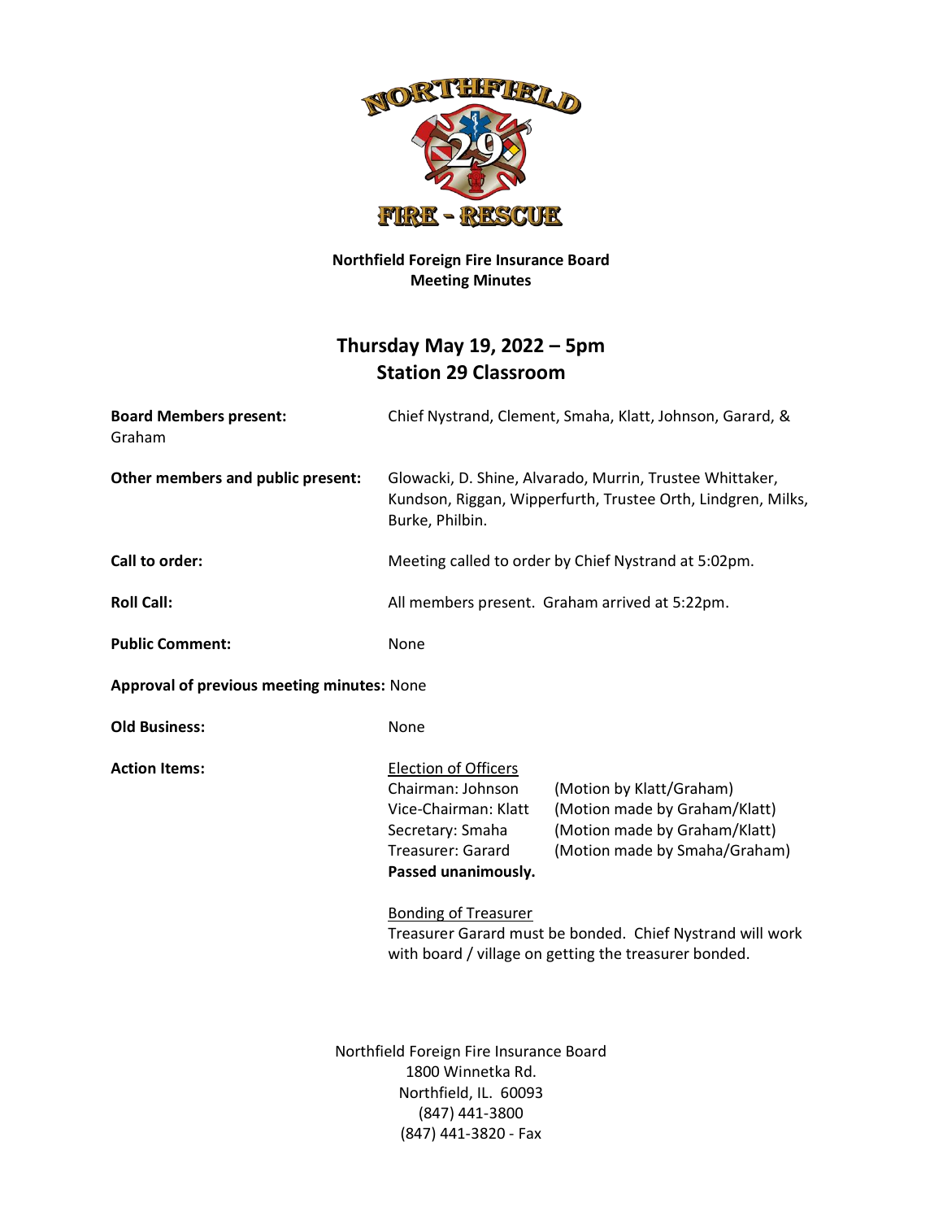**Northfield Foreign Fire Insurance Board**
**Meeting Minutes**

## Thursday May 19, 2022 – 5pm
## Station 29 Classroom

**Board Members present:** Chief Nystrand, Clement, Smaha, Klatt, Johnson, Garard, & Graham

**Other members and public present:** Glowacki, D. Shine, Alvarado, Murrin, Trustee Whittaker, Kundson, Riggan, Wipperfurth, Trustee Orth, Lindgren, Milks, Burke, Philbin.

**Call to order:** Meeting called to order by Chief Nystrand at 5:02pm.

**Roll Call:** All members present. Graham arrived at 5:22pm.

**Public Comment:** None

**Approval of previous meeting minutes:** None

**Old Business:** None

**Action Items:**

Election of Officers

| | |
|---|---|
| Chairman: Johnson | (Motion by Klatt/Graham) |
| Vice-Chairman: Klatt | (Motion made by Graham/Klatt) |
| Secretary: Smaha | (Motion made by Graham/Klatt) |
| Treasurer: Garard | (Motion made by Smaha/Graham) |

**Passed unanimously.**

Bonding of Treasurer

Treasurer Garard must be bonded. Chief Nystrand will work with board / village on getting the treasurer bonded.

Northfield Foreign Fire Insurance Board
1800 Winnetka Rd.
Northfield, IL. 60093
(847) 441-3800
(847) 441-3820 - Fax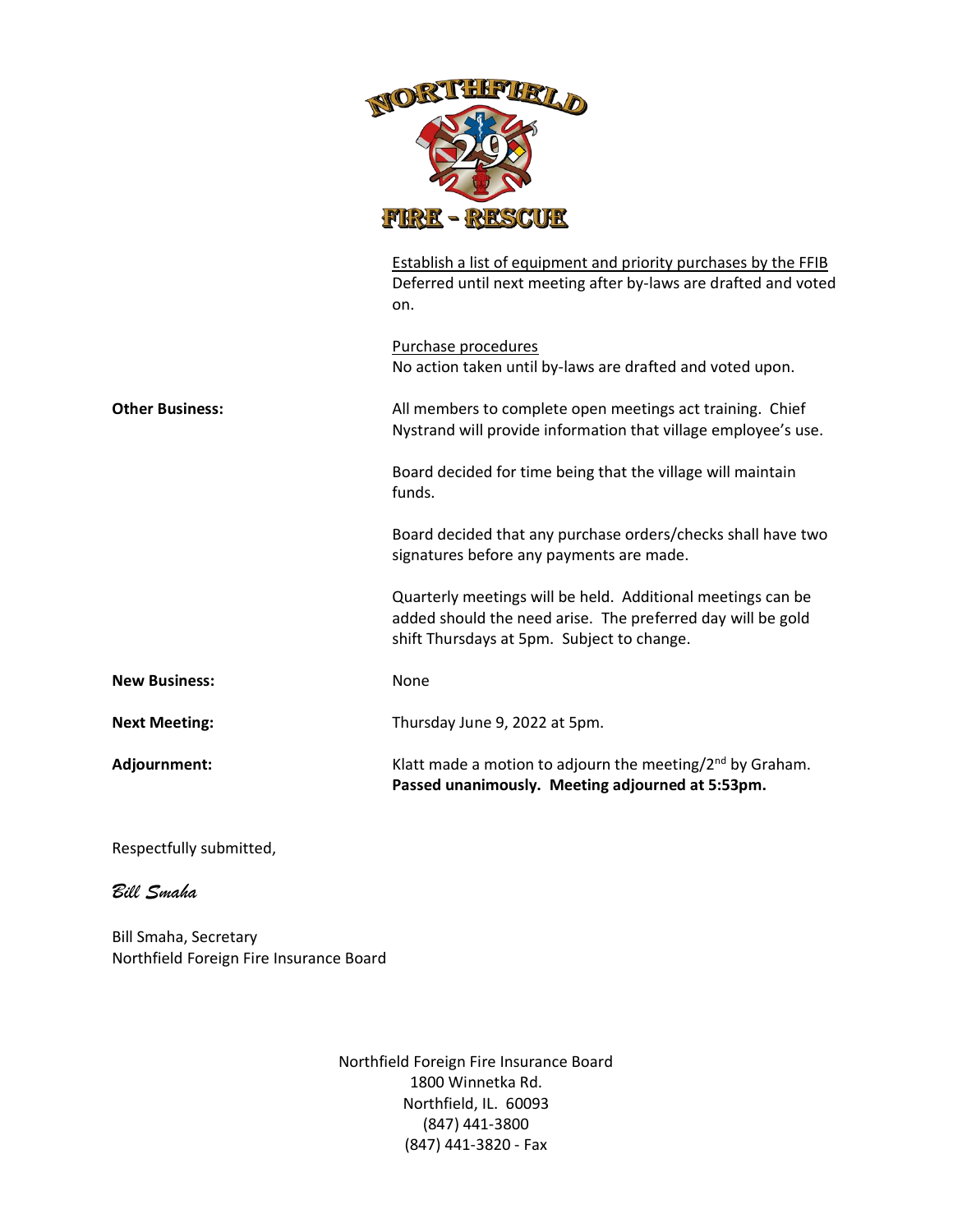<u>Establish a list of equipment and priority purchases by the FFIB</u>
Deferred until next meeting after by-laws are drafted and voted on.

<u>Purchase procedures</u>
No action taken until by-laws are drafted and voted upon.

**Other Business:** All members to complete open meetings act training. Chief Nystrand will provide information that village employee's use.

Board decided for time being that the village will maintain funds.

Board decided that any purchase orders/checks shall have two signatures before any payments are made.

Quarterly meetings will be held. Additional meetings can be added should the need arise. The preferred day will be gold shift Thursdays at 5pm. Subject to change.

**New Business:** None

**Next Meeting:** Thursday June 9, 2022 at 5pm.

**Adjournment:** Klatt made a motion to adjourn the meeting/2nd by Graham. **Passed unanimously. Meeting adjourned at 5:53pm.**

Respectfully submitted,

*Bill Smaha*

Bill Smaha, Secretary
Northfield Foreign Fire Insurance Board

Northfield Foreign Fire Insurance Board
1800 Winnetka Rd.
Northfield, IL. 60093
(847) 441-3800
(847) 441-3820 - Fax